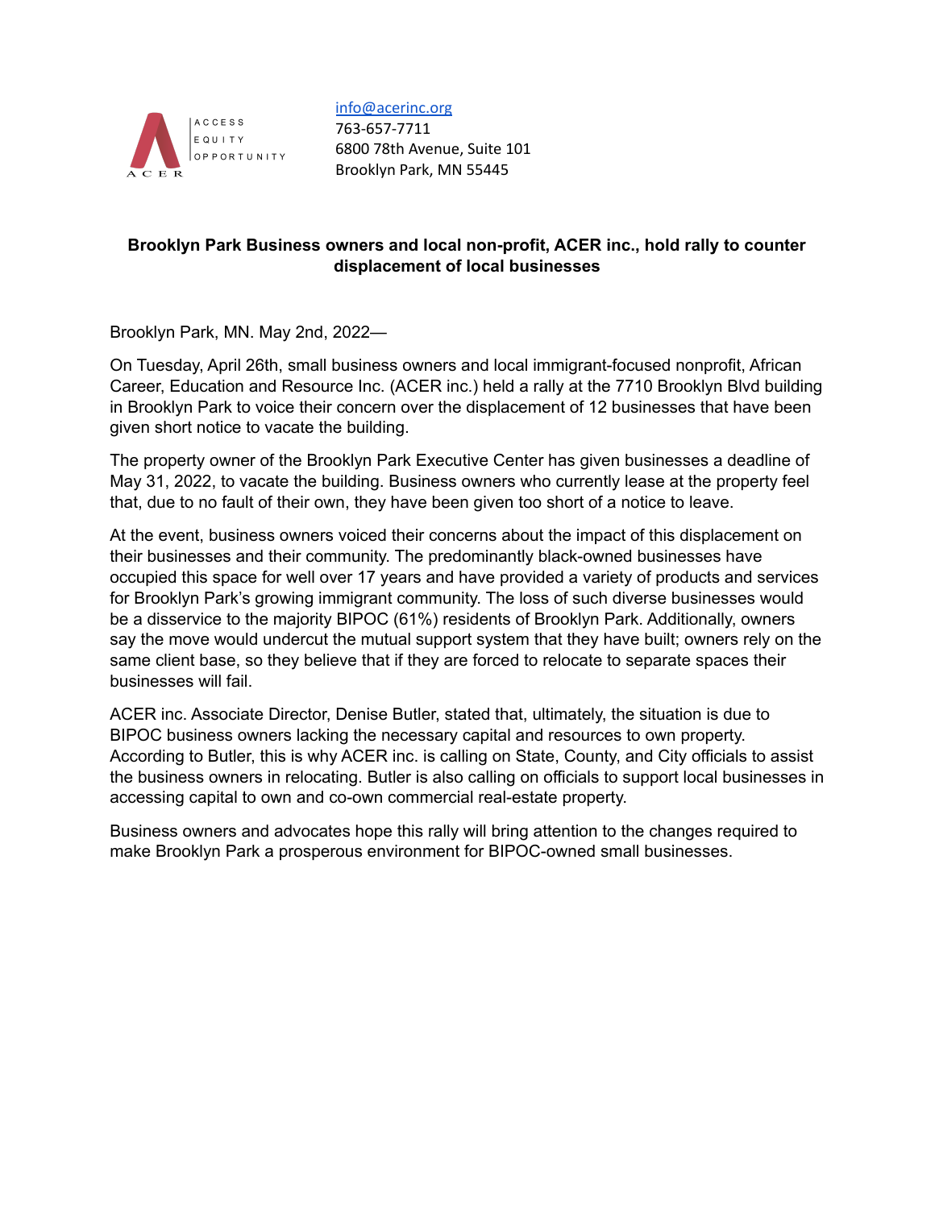ACCESS
EQUITY
OPPORTUNITY

ACER

info@acerinc.org
763-657-7711
6800 78th Avenue, Suite 101
Brooklyn Park, MN 55445

**Brooklyn Park Business owners and local non-profit, ACER inc., hold rally to counter displacement of local businesses**

Brooklyn Park, MN. May 2nd, 2022—

On Tuesday, April 26th, small business owners and local immigrant-focused nonprofit, African Career, Education and Resource Inc. (ACER inc.) held a rally at the 7710 Brooklyn Blvd building in Brooklyn Park to voice their concern over the displacement of 12 businesses that have been given short notice to vacate the building.

The property owner of the Brooklyn Park Executive Center has given businesses a deadline of May 31, 2022, to vacate the building. Business owners who currently lease at the property feel that, due to no fault of their own, they have been given too short of a notice to leave.

At the event, business owners voiced their concerns about the impact of this displacement on their businesses and their community. The predominantly black-owned businesses have occupied this space for well over 17 years and have provided a variety of products and services for Brooklyn Park's growing immigrant community. The loss of such diverse businesses would be a disservice to the majority BIPOC (61%) residents of Brooklyn Park. Additionally, owners say the move would undercut the mutual support system that they have built; owners rely on the same client base, so they believe that if they are forced to relocate to separate spaces their businesses will fail.

ACER inc. Associate Director, Denise Butler, stated that, ultimately, the situation is due to BIPOC business owners lacking the necessary capital and resources to own property. According to Butler, this is why ACER inc. is calling on State, County, and City officials to assist the business owners in relocating. Butler is also calling on officials to support local businesses in accessing capital to own and co-own commercial real-estate property.

Business owners and advocates hope this rally will bring attention to the changes required to make Brooklyn Park a prosperous environment for BIPOC-owned small businesses.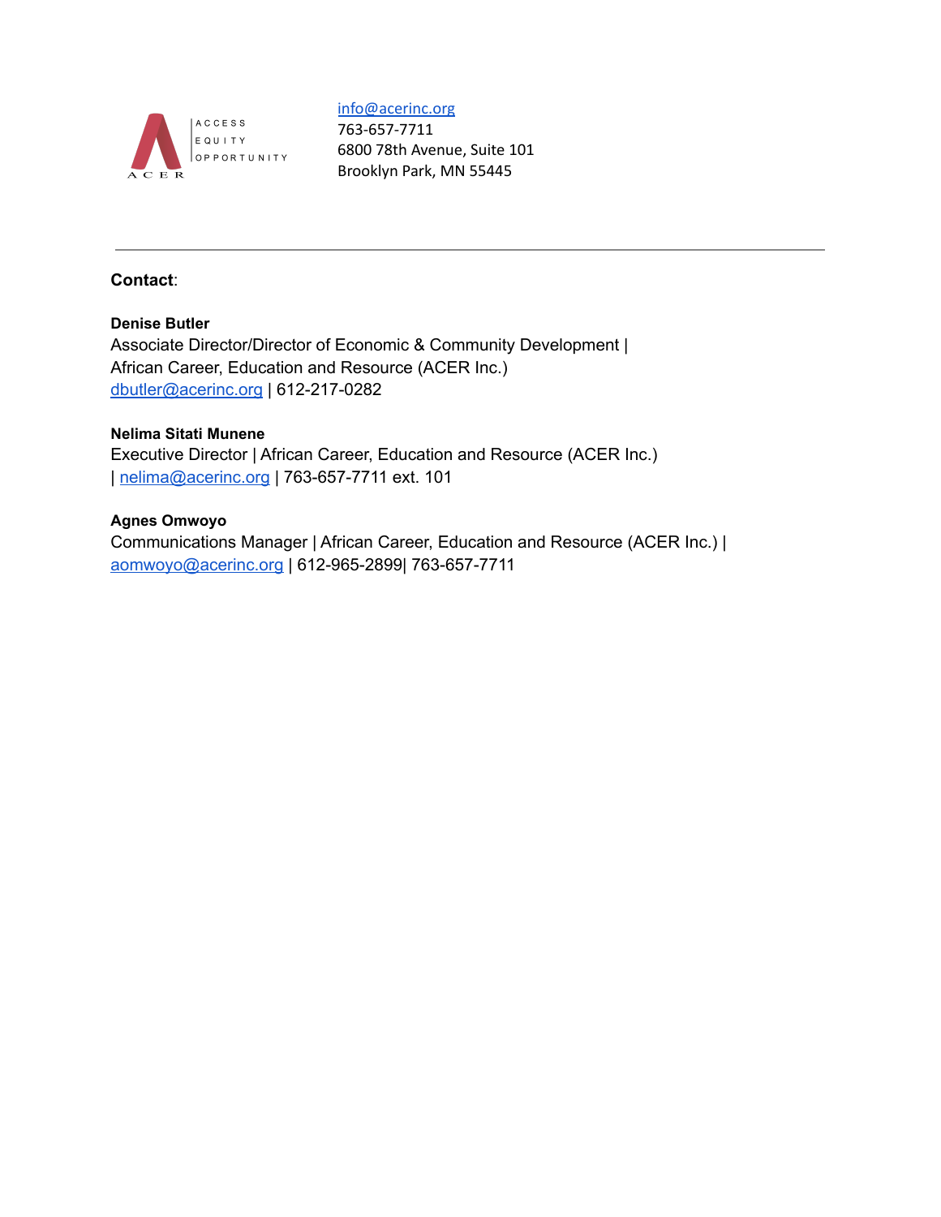ACCESS
EQUITY
OPPORTUNITY
ACER

info@acerinc.org
763-657-7711
6800 78th Avenue, Suite 101
Brooklyn Park, MN 55445

---

**Contact**:

**Denise Butler**
Associate Director/Director of Economic & Community Development | African Career, Education and Resource (ACER Inc.)
dbutler@acerinc.org | 612-217-0282

**Nelima Sitati Munene**
Executive Director | African Career, Education and Resource (ACER Inc.) | nelima@acerinc.org | 763-657-7711 ext. 101

**Agnes Omwoyo**
Communications Manager | African Career, Education and Resource (ACER Inc.) | aomwoyo@acerinc.org | 612-965-2899| 763-657-7711